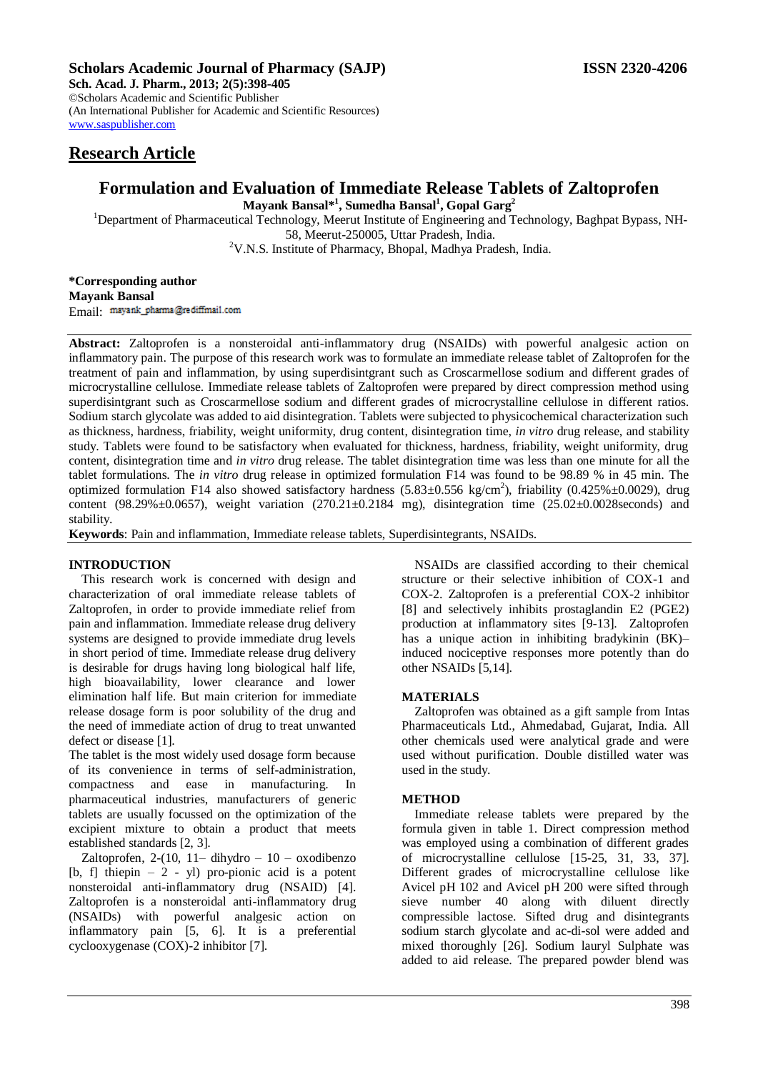**Scholars Academic Journal of Pharmacy (SAJP)** **ISSN 2320-4206**

**Sch. Acad. J. Pharm., 2013; 2(5):398-405**

©Scholars Academic and Scientific Publisher

(An International Publisher for Academic and Scientific Resources)

www.saspublisher.com

## Research Article

# Formulation and Evaluation of Immediate Release Tablets of Zaltoprofen

**Mayank Bansal*[1], Sumedha Bansal[1], Gopal Garg[2]**

[1]Department of Pharmaceutical Technology, Meerut Institute of Engineering and Technology, Baghpat Bypass, NH-58, Meerut-250005, Uttar Pradesh, India.

[2]V.N.S. Institute of Pharmacy, Bhopal, Madhya Pradesh, India.

**\*Corresponding author**
**Mayank Bansal**
Email: mayank_pharma@rediffmail.com

**Abstract:** Zaltoprofen is a nonsteroidal anti-inflammatory drug (NSAIDs) with powerful analgesic action on inflammatory pain. The purpose of this research work was to formulate an immediate release tablet of Zaltoprofen for the treatment of pain and inflammation, by using superdisintgrant such as Croscarmellose sodium and different grades of microcrystalline cellulose. Immediate release tablets of Zaltoprofen were prepared by direct compression method using superdisintgrant such as Croscarmellose sodium and different grades of microcrystalline cellulose in different ratios. Sodium starch glycolate was added to aid disintegration. Tablets were subjected to physicochemical characterization such as thickness, hardness, friability, weight uniformity, drug content, disintegration time, *in vitro* drug release, and stability study. Tablets were found to be satisfactory when evaluated for thickness, hardness, friability, weight uniformity, drug content, disintegration time and *in vitro* drug release. The tablet disintegration time was less than one minute for all the tablet formulations. The *in vitro* drug release in optimized formulation F14 was found to be 98.89 % in 45 min. The optimized formulation F14 also showed satisfactory hardness ($5.83\pm0.556$ kg/cm$^2$), friability (0.425%±0.0029), drug content (98.29%±0.0657), weight variation (270.21±0.2184 mg), disintegration time (25.02±0.0028seconds) and stability.

**Keywords**: Pain and inflammation, Immediate release tablets, Superdisintegrants, NSAIDs.

## INTRODUCTION

This research work is concerned with design and characterization of oral immediate release tablets of Zaltoprofen, in order to provide immediate relief from pain and inflammation. Immediate release drug delivery systems are designed to provide immediate drug levels in short period of time. Immediate release drug delivery is desirable for drugs having long biological half life, high bioavailability, lower clearance and lower elimination half life. But main criterion for immediate release dosage form is poor solubility of the drug and the need of immediate action of drug to treat unwanted defect or disease [1].

The tablet is the most widely used dosage form because of its convenience in terms of self-administration, compactness and ease in manufacturing. In pharmaceutical industries, manufacturers of generic tablets are usually focussed on the optimization of the excipient mixture to obtain a product that meets established standards [2, 3].

Zaltoprofen, 2-(10, 11– dihydro – 10 – oxodibenzo [b, f] thiepin – 2 - yl) pro-pionic acid is a potent nonsteroidal anti-inflammatory drug (NSAID) [4]. Zaltoprofen is a nonsteroidal anti-inflammatory drug (NSAIDs) with powerful analgesic action on inflammatory pain [5, 6]. It is a preferential cyclooxygenase (COX)-2 inhibitor [7].

NSAIDs are classified according to their chemical structure or their selective inhibition of COX-1 and COX-2. Zaltoprofen is a preferential COX-2 inhibitor [8] and selectively inhibits prostaglandin E2 (PGE2) production at inflammatory sites [9-13]. Zaltoprofen has a unique action in inhibiting bradykinin (BK)–induced nociceptive responses more potently than do other NSAIDs [5,14].

## MATERIALS

Zaltoprofen was obtained as a gift sample from Intas Pharmaceuticals Ltd., Ahmedabad, Gujarat, India. All other chemicals used were analytical grade and were used without purification. Double distilled water was used in the study.

## METHOD

Immediate release tablets were prepared by the formula given in table 1. Direct compression method was employed using a combination of different grades of microcrystalline cellulose [15-25, 31, 33, 37]. Different grades of microcrystalline cellulose like Avicel pH 102 and Avicel pH 200 were sifted through sieve number 40 along with diluent directly compressible lactose. Sifted drug and disintegrants sodium starch glycolate and ac-di-sol were added and mixed thoroughly [26]. Sodium lauryl Sulphate was added to aid release. The prepared powder blend was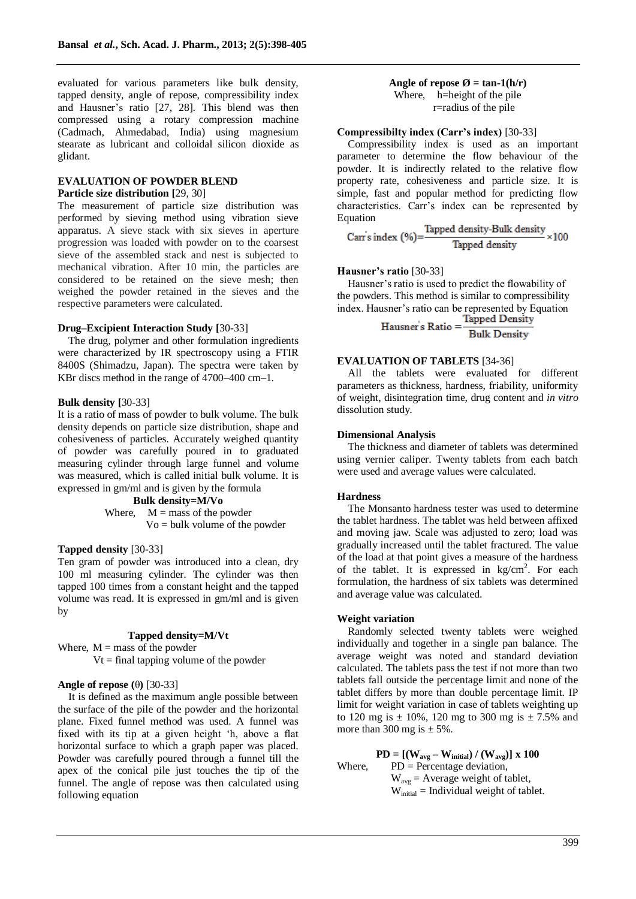evaluated for various parameters like bulk density, tapped density, angle of repose, compressibility index and Hausner's ratio [27, 28]. This blend was then compressed using a rotary compression machine (Cadmach, Ahmedabad, India) using magnesium stearate as lubricant and colloidal silicon dioxide as glidant.

## EVALUATION OF POWDER BLEND

### Particle size distribution [29, 30]

The measurement of particle size distribution was performed by sieving method using vibration sieve apparatus. A sieve stack with six sieves in aperture progression was loaded with powder on to the coarsest sieve of the assembled stack and nest is subjected to mechanical vibration. After 10 min, the particles are considered to be retained on the sieve mesh; then weighed the powder retained in the sieves and the respective parameters were calculated.

### Drug–Excipient Interaction Study [30-33]

The drug, polymer and other formulation ingredients were characterized by IR spectroscopy using a FTIR 8400S (Shimadzu, Japan). The spectra were taken by KBr discs method in the range of 4700–400 cm–1.

### Bulk density [30-33]

It is a ratio of mass of powder to bulk volume. The bulk density depends on particle size distribution, shape and cohesiveness of particles. Accurately weighed quantity of powder was carefully poured in to graduated measuring cylinder through large funnel and volume was measured, which is called initial bulk volume. It is expressed in gm/ml and is given by the formula

$$\text{Bulk density} = M/V_o$$

Where, M = mass of the powder
$V_o$ = bulk volume of the powder

### Tapped density [30-33]

Ten gram of powder was introduced into a clean, dry 100 ml measuring cylinder. The cylinder was then tapped 100 times from a constant height and the tapped volume was read. It is expressed in gm/ml and is given by

$$\text{Tapped density} = M/V_t$$

Where, M = mass of the powder
$V_t$ = final tapping volume of the powder

### Angle of repose (θ) [30-33]

It is defined as the maximum angle possible between the surface of the pile of the powder and the horizontal plane. Fixed funnel method was used. A funnel was fixed with its tip at a given height 'h, above a flat horizontal surface to which a graph paper was placed. Powder was carefully poured through a funnel till the apex of the conical pile just touches the tip of the funnel. The angle of repose was then calculated using following equation

$$\text{Angle of repose } \emptyset = \tan^{-1}(h/r)$$

Where, h=height of the pile
r=radius of the pile

### Compressibilty index (Carr's index) [30-33]

Compressibility index is used as an important parameter to determine the flow behaviour of the powder. It is indirectly related to the relative flow property rate, cohesiveness and particle size. It is simple, fast and popular method for predicting flow characteristics. Carr's index can be represented by Equation

$$\text{Carr's index } (\%) = \frac{\text{Tapped density} - \text{Bulk density}}{\text{Tapped density}} \times 100$$

### Hausner's ratio [30-33]

Hausner's ratio is used to predict the flowability of the powders. This method is similar to compressibility index. Hausner's ratio can be represented by Equation

$$\text{Hausner's Ratio} = \frac{\text{Tapped Density}}{\text{Bulk Density}}$$

## EVALUATION OF TABLETS [34-36]

All the tablets were evaluated for different parameters as thickness, hardness, friability, uniformity of weight, disintegration time, drug content and *in vitro* dissolution study.

### Dimensional Analysis

The thickness and diameter of tablets was determined using vernier caliper. Twenty tablets from each batch were used and average values were calculated.

### Hardness

The Monsanto hardness tester was used to determine the tablet hardness. The tablet was held between affixed and moving jaw. Scale was adjusted to zero; load was gradually increased until the tablet fractured. The value of the load at that point gives a measure of the hardness of the tablet. It is expressed in $kg/cm^2$. For each formulation, the hardness of six tablets was determined and average value was calculated.

### Weight variation

Randomly selected twenty tablets were weighed individually and together in a single pan balance. The average weight was noted and standard deviation calculated. The tablets pass the test if not more than two tablets fall outside the percentage limit and none of the tablet differs by more than double percentage limit. IP limit for weight variation in case of tablets weighting up to 120 mg is ± 10%, 120 mg to 300 mg is ± 7.5% and more than 300 mg is ± 5%.

$$PD = [(W_{avg} - W_{initial}) / (W_{avg})] \times 100$$

Where, PD = Percentage deviation,
$W_{avg}$ = Average weight of tablet,
$W_{initial}$ = Individual weight of tablet.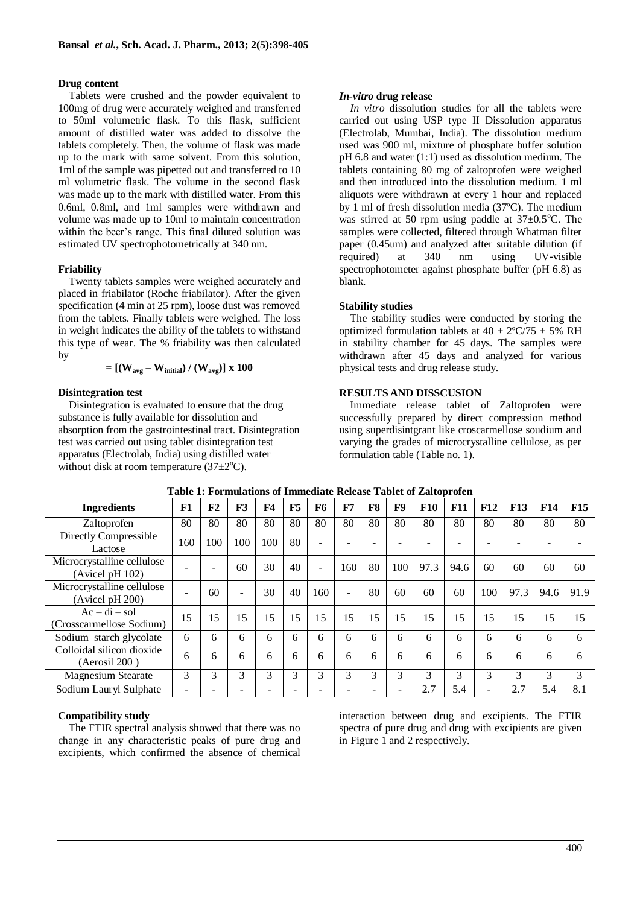**Drug content**

Tablets were crushed and the powder equivalent to 100mg of drug were accurately weighed and transferred to 50ml volumetric flask. To this flask, sufficient amount of distilled water was added to dissolve the tablets completely. Then, the volume of flask was made up to the mark with same solvent. From this solution, 1ml of the sample was pipetted out and transferred to 10 ml volumetric flask. The volume in the second flask was made up to the mark with distilled water. From this 0.6ml, 0.8ml, and 1ml samples were withdrawn and volume was made up to 10ml to maintain concentration within the beer's range. This final diluted solution was estimated UV spectrophotometrically at 340 nm.

**Friability**

Twenty tablets samples were weighed accurately and placed in friabilator (Roche friabilator). After the given specification (4 min at 25 rpm), loose dust was removed from the tablets. Finally tablets were weighed. The loss in weight indicates the ability of the tablets to withstand this type of wear. The % friability was then calculated by

$$= [(W_{avg} - W_{initial}) / (W_{avg})] \times 100$$

**Disintegration test**

Disintegration is evaluated to ensure that the drug substance is fully available for dissolution and absorption from the gastrointestinal tract. Disintegration test was carried out using tablet disintegration test apparatus (Electrolab, India) using distilled water without disk at room temperature (37±2°C).

***In-vitro* drug release**

*In vitro* dissolution studies for all the tablets were carried out using USP type II Dissolution apparatus (Electrolab, Mumbai, India). The dissolution medium used was 900 ml, mixture of phosphate buffer solution pH 6.8 and water (1:1) used as dissolution medium. The tablets containing 80 mg of zaltoprofen were weighed and then introduced into the dissolution medium. 1 ml aliquots were withdrawn at every 1 hour and replaced by 1 ml of fresh dissolution media (37ºC). The medium was stirred at 50 rpm using paddle at 37±0.5°C. The samples were collected, filtered through Whatman filter paper (0.45um) and analyzed after suitable dilution (if required) at 340 nm using UV-visible spectrophotometer against phosphate buffer (pH 6.8) as blank.

**Stability studies**

The stability studies were conducted by storing the optimized formulation tablets at 40 ± 2ºC/75 ± 5% RH in stability chamber for 45 days. The samples were withdrawn after 45 days and analyzed for various physical tests and drug release study.

**RESULTS AND DISSCUSION**

Immediate release tablet of Zaltoprofen were successfully prepared by direct compression method using superdisintgrant like croscarmellose soudium and varying the grades of microcrystalline cellulose, as per formulation table (Table no. 1).

**Table 1: Formulations of Immediate Release Tablet of Zaltoprofen**

| Ingredients | F1 | F2 | F3 | F4 | F5 | F6 | F7 | F8 | F9 | F10 | F11 | F12 | F13 | F14 | F15 |
|---|---|---|---|---|---|---|---|---|---|---|---|---|---|---|---|
| Zaltoprofen | 80 | 80 | 80 | 80 | 80 | 80 | 80 | 80 | 80 | 80 | 80 | 80 | 80 | 80 | 80 |
| Directly Compressible Lactose | 160 | 100 | 100 | 100 | 80 | - | - | - | - | - | - | - | - | - | - |
| Microcrystalline cellulose (Avicel pH 102) | - | - | 60 | 30 | 40 | - | 160 | 80 | 100 | 97.3 | 94.6 | 60 | 60 | 60 | 60 |
| Microcrystalline cellulose (Avicel pH 200) | - | 60 | - | 30 | 40 | 160 | - | 80 | 60 | 60 | 60 | 100 | 97.3 | 94.6 | 91.9 |
| Ac – di – sol (Crosscarmellose Sodium) | 15 | 15 | 15 | 15 | 15 | 15 | 15 | 15 | 15 | 15 | 15 | 15 | 15 | 15 | 15 |
| Sodium starch glycolate | 6 | 6 | 6 | 6 | 6 | 6 | 6 | 6 | 6 | 6 | 6 | 6 | 6 | 6 | 6 |
| Colloidal silicon dioxide (Aerosil 200 ) | 6 | 6 | 6 | 6 | 6 | 6 | 6 | 6 | 6 | 6 | 6 | 6 | 6 | 6 | 6 |
| Magnesium Stearate | 3 | 3 | 3 | 3 | 3 | 3 | 3 | 3 | 3 | 3 | 3 | 3 | 3 | 3 | 3 |
| Sodium Lauryl Sulphate | - | - | - | - | - | - | - | - | - | 2.7 | 5.4 | - | 2.7 | 5.4 | 8.1 |

**Compatibility study**

The FTIR spectral analysis showed that there was no change in any characteristic peaks of pure drug and excipients, which confirmed the absence of chemical interaction between drug and excipients. The FTIR spectra of pure drug and drug with excipients are given in Figure 1 and 2 respectively.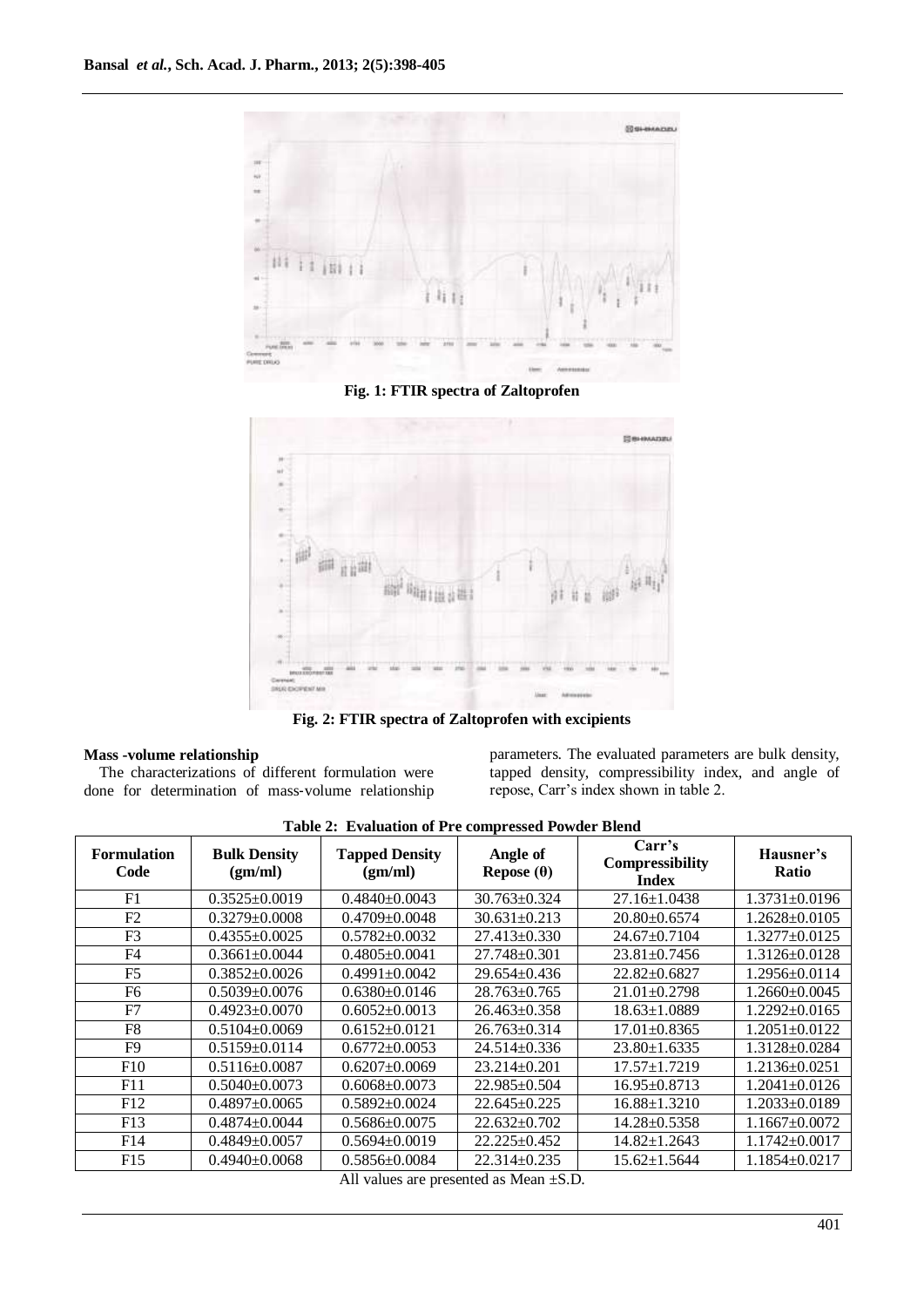Fig. 1: FTIR spectra of Zaltoprofen

Fig. 2: FTIR spectra of Zaltoprofen with excipients

### Mass -volume relationship

The characterizations of different formulation were done for determination of mass-volume relationship parameters. The evaluated parameters are bulk density, tapped density, compressibility index, and angle of repose, Carr's index shown in table 2.

**Table 2: Evaluation of Pre compressed Powder Blend**

| Formulation Code | Bulk Density (gm/ml) | Tapped Density (gm/ml) | Angle of Repose (θ) | Carr's Compressibility Index | Hausner's Ratio |
|---|---|---|---|---|---|
| F1 | 0.3525±0.0019 | 0.4840±0.0043 | 30.763±0.324 | 27.16±1.0438 | 1.3731±0.0196 |
| F2 | 0.3279±0.0008 | 0.4709±0.0048 | 30.631±0.213 | 20.80±0.6574 | 1.2628±0.0105 |
| F3 | 0.4355±0.0025 | 0.5782±0.0032 | 27.413±0.330 | 24.67±0.7104 | 1.3277±0.0125 |
| F4 | 0.3661±0.0044 | 0.4805±0.0041 | 27.748±0.301 | 23.81±0.7456 | 1.3126±0.0128 |
| F5 | 0.3852±0.0026 | 0.4991±0.0042 | 29.654±0.436 | 22.82±0.6827 | 1.2956±0.0114 |
| F6 | 0.5039±0.0076 | 0.6380±0.0146 | 28.763±0.765 | 21.01±0.2798 | 1.2660±0.0045 |
| F7 | 0.4923±0.0070 | 0.6052±0.0013 | 26.463±0.358 | 18.63±1.0889 | 1.2292±0.0165 |
| F8 | 0.5104±0.0069 | 0.6152±0.0121 | 26.763±0.314 | 17.01±0.8365 | 1.2051±0.0122 |
| F9 | 0.5159±0.0114 | 0.6772±0.0053 | 24.514±0.336 | 23.80±1.6335 | 1.3128±0.0284 |
| F10 | 0.5116±0.0087 | 0.6207±0.0069 | 23.214±0.201 | 17.57±1.7219 | 1.2136±0.0251 |
| F11 | 0.5040±0.0073 | 0.6068±0.0073 | 22.985±0.504 | 16.95±0.8713 | 1.2041±0.0126 |
| F12 | 0.4897±0.0065 | 0.5892±0.0024 | 22.645±0.225 | 16.88±1.3210 | 1.2033±0.0189 |
| F13 | 0.4874±0.0044 | 0.5686±0.0075 | 22.632±0.702 | 14.28±0.5358 | 1.1667±0.0072 |
| F14 | 0.4849±0.0057 | 0.5694±0.0019 | 22.225±0.452 | 14.82±1.2643 | 1.1742±0.0017 |
| F15 | 0.4940±0.0068 | 0.5856±0.0084 | 22.314±0.235 | 15.62±1.5644 | 1.1854±0.0217 |

All values are presented as Mean ±S.D.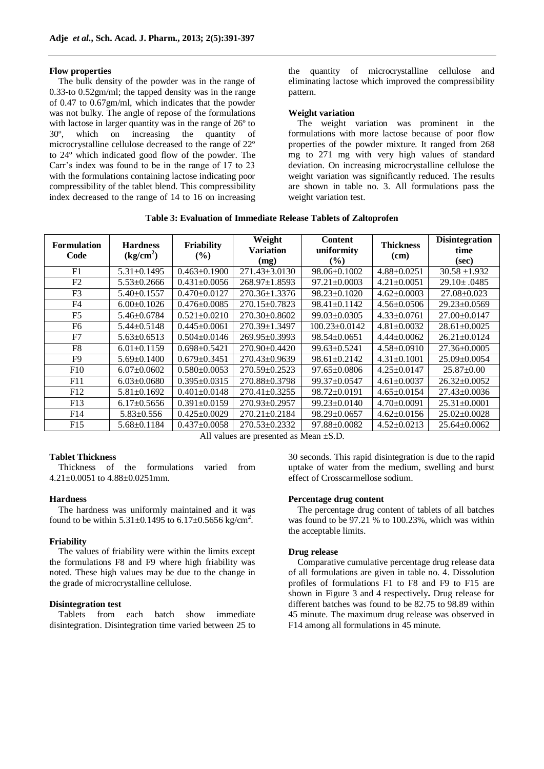**Flow properties**

The bulk density of the powder was in the range of 0.33-to 0.52gm/ml; the tapped density was in the range of 0.47 to 0.67gm/ml, which indicates that the powder was not bulky. The angle of repose of the formulations with lactose in larger quantity was in the range of 26º to 30º, which on increasing the quantity of microcrystalline cellulose decreased to the range of 22º to 24º which indicated good flow of the powder. The Carr's index was found to be in the range of 17 to 23 with the formulations containing lactose indicating poor compressibility of the tablet blend. This compressibility index decreased to the range of 14 to 16 on increasing the quantity of microcrystalline cellulose and eliminating lactose which improved the compressibility pattern.

**Weight variation**

The weight variation was prominent in the formulations with more lactose because of poor flow properties of the powder mixture. It ranged from 268 mg to 271 mg with very high values of standard deviation. On increasing microcrystalline cellulose the weight variation was significantly reduced. The results are shown in table no. 3. All formulations pass the weight variation test.

**Table 3: Evaluation of Immediate Release Tablets of Zaltoprofen**

| Formulation Code | Hardness ($kg/cm^2$) | Friability (%) | Weight Variation (mg) | Content uniformity (%) | Thickness (cm) | Disintegration time (sec) |
|---|---|---|---|---|---|---|
| F1 | 5.31±0.1495 | 0.463±0.1900 | 271.43±3.0130 | 98.06±0.1002 | 4.88±0.0251 | 30.58 ±1.932 |
| F2 | 5.53±0.2666 | 0.431±0.0056 | 268.97±1.8593 | 97.21±0.0003 | 4.21±0.0051 | 29.10± .0485 |
| F3 | 5.40±0.1557 | 0.470±0.0127 | 270.36±1.3376 | 98.23±0.1020 | 4.62±0.0003 | 27.08±0.023 |
| F4 | 6.00±0.1026 | 0.476±0.0085 | 270.15±0.7823 | 98.41±0.1142 | 4.56±0.0506 | 29.23±0.0569 |
| F5 | 5.46±0.6784 | 0.521±0.0210 | 270.30±0.8602 | 99.03±0.0305 | 4.33±0.0761 | 27.00±0.0147 |
| F6 | 5.44±0.5148 | 0.445±0.0061 | 270.39±1.3497 | 100.23±0.0142 | 4.81±0.0032 | 28.61±0.0025 |
| F7 | 5.63±0.6513 | 0.504±0.0146 | 269.95±0.3993 | 98.54±0.0651 | 4.44±0.0062 | 26.21±0.0124 |
| F8 | 6.01±0.1159 | 0.698±0.5421 | 270.90±0.4420 | 99.63±0.5241 | 4.58±0.0910 | 27.36±0.0005 |
| F9 | 5.69±0.1400 | 0.679±0.3451 | 270.43±0.9639 | 98.61±0.2142 | 4.31±0.1001 | 25.09±0.0054 |
| F10 | 6.07±0.0602 | 0.580±0.0053 | 270.59±0.2523 | 97.65±0.0806 | 4.25±0.0147 | 25.87±0.00 |
| F11 | 6.03±0.0680 | 0.395±0.0315 | 270.88±0.3798 | 99.37±0.0547 | 4.61±0.0037 | 26.32±0.0052 |
| F12 | 5.81±0.1692 | 0.401±0.0148 | 270.41±0.3255 | 98.72±0.0191 | 4.65±0.0154 | 27.43±0.0036 |
| F13 | 6.17±0.5656 | 0.391±0.0159 | 270.93±0.2957 | 99.23±0.0140 | 4.70±0.0091 | 25.31±0.0001 |
| F14 | 5.83±0.556 | 0.425±0.0029 | 270.21±0.2184 | 98.29±0.0657 | 4.62±0.0156 | 25.02±0.0028 |
| F15 | 5.68±0.1184 | 0.437±0.0058 | 270.53±0.2332 | 97.88±0.0082 | 4.52±0.0213 | 25.64±0.0062 |

All values are presented as Mean ±S.D.

**Tablet Thickness**

Thickness of the formulations varied from 4.21±0.0051 to 4.88±0.0251mm.

**Hardness**

The hardness was uniformly maintained and it was found to be within 5.31±0.1495 to 6.17±0.5656 $kg/cm^2$.

**Friability**

The values of friability were within the limits except the formulations F8 and F9 where high friability was noted. These high values may be due to the change in the grade of microcrystalline cellulose.

**Disintegration test**

Tablets from each batch show immediate disintegration. Disintegration time varied between 25 to 30 seconds. This rapid disintegration is due to the rapid uptake of water from the medium, swelling and burst effect of Crosscarmellose sodium.

**Percentage drug content**

The percentage drug content of tablets of all batches was found to be 97.21 % to 100.23%, which was within the acceptable limits.

**Drug release**

Comparative cumulative percentage drug release data of all formulations are given in table no. 4. Dissolution profiles of formulations F1 to F8 and F9 to F15 are shown in Figure 3 and 4 respectively**.** Drug release for different batches was found to be 82.75 to 98.89 within 45 minute. The maximum drug release was observed in F14 among all formulations in 45 minute.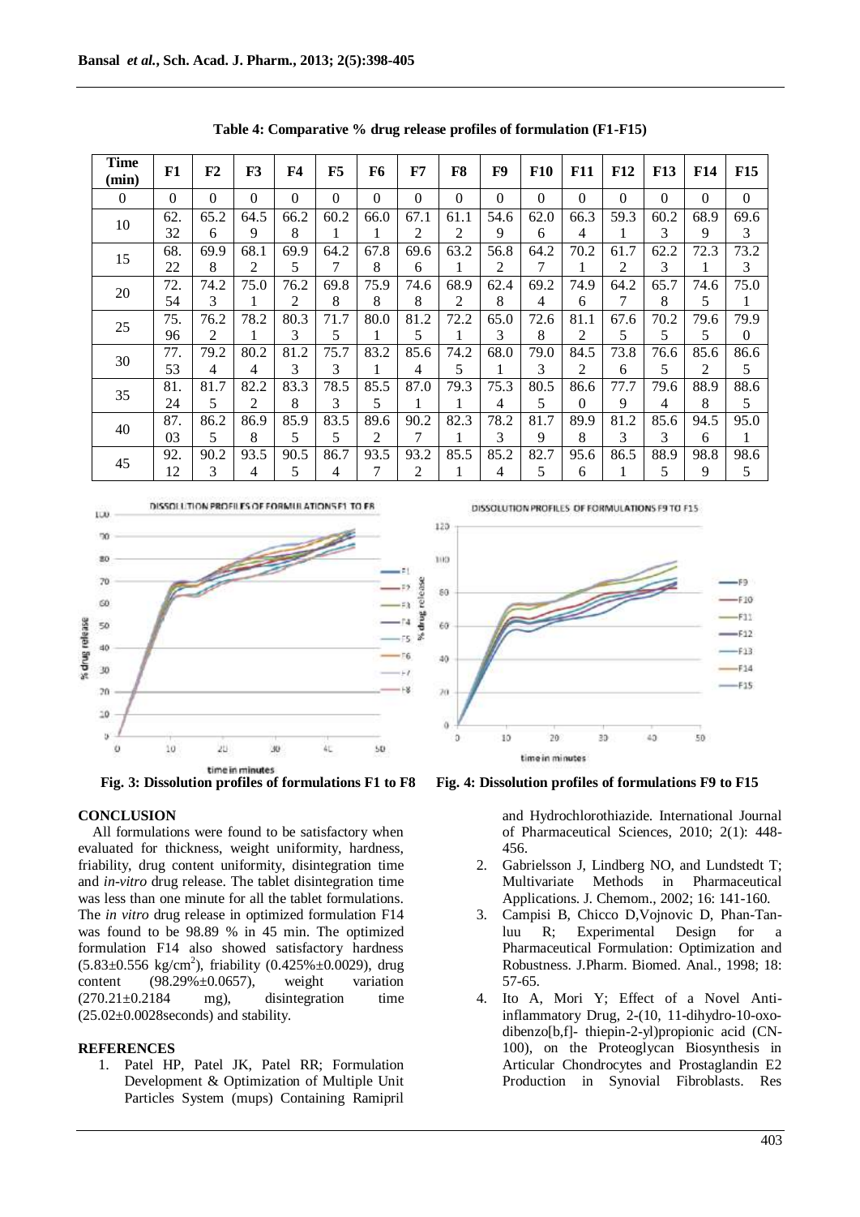**Table 4: Comparative % drug release profiles of formulation (F1-F15)**

| Time (min) | F1 | F2 | F3 | F4 | F5 | F6 | F7 | F8 | F9 | F10 | F11 | F12 | F13 | F14 | F15 |
|---|---|---|---|---|---|---|---|---|---|---|---|---|---|---|---|
| 0 | 0 | 0 | 0 | 0 | 0 | 0 | 0 | 0 | 0 | 0 | 0 | 0 | 0 | 0 | 0 |
| 10 | 62.32 | 65.26 | 64.59 | 66.28 | 60.21 | 66.01 | 67.12 | 61.12 | 54.69 | 62.06 | 66.34 | 59.31 | 60.23 | 68.99 | 69.63 |
| 15 | 68.22 | 69.98 | 68.12 | 69.95 | 64.27 | 67.88 | 69.66 | 63.21 | 56.82 | 64.27 | 70.21 | 61.72 | 62.23 | 72.31 | 73.23 |
| 20 | 72.54 | 74.23 | 75.01 | 76.22 | 69.88 | 75.98 | 74.68 | 68.92 | 62.48 | 69.24 | 74.96 | 64.27 | 65.78 | 74.65 | 75.01 |
| 25 | 75.96 | 76.22 | 78.21 | 80.33 | 71.75 | 80.01 | 81.25 | 72.21 | 65.03 | 72.68 | 81.12 | 67.65 | 70.25 | 79.65 | 79.90 |
| 30 | 77.53 | 79.24 | 80.24 | 81.23 | 75.73 | 83.21 | 85.64 | 74.25 | 68.01 | 79.03 | 84.52 | 73.86 | 76.65 | 85.62 | 86.65 |
| 35 | 81.24 | 81.75 | 82.22 | 83.38 | 78.53 | 85.55 | 87.01 | 79.31 | 75.34 | 80.55 | 86.60 | 77.79 | 79.64 | 88.98 | 88.65 |
| 40 | 87.03 | 86.25 | 86.98 | 85.95 | 83.55 | 89.62 | 90.27 | 82.31 | 78.23 | 81.79 | 89.98 | 81.23 | 85.63 | 94.56 | 95.01 |
| 45 | 92.12 | 90.23 | 93.54 | 90.55 | 86.74 | 93.57 | 93.22 | 85.51 | 85.24 | 82.75 | 95.66 | 86.51 | 88.95 | 98.89 | 98.65 |

**Fig. 3: Dissolution profiles of formulations F1 to F8**

**Fig. 4: Dissolution profiles of formulations F9 to F15**

## CONCLUSION

All formulations were found to be satisfactory when evaluated for thickness, weight uniformity, hardness, friability, drug content uniformity, disintegration time and *in-vitro* drug release. The tablet disintegration time was less than one minute for all the tablet formulations. The *in vitro* drug release in optimized formulation F14 was found to be 98.89 % in 45 min. The optimized formulation F14 also showed satisfactory hardness ($5.83\pm0.556$ kg/cm$^2$), friability ($0.425\%\pm0.0029$), drug content ($98.29\%\pm0.0657$), weight variation ($270.21\pm0.2184$ mg), disintegration time ($25.02\pm0.0028$seconds) and stability.

## REFERENCES

1. Patel HP, Patel JK, Patel RR; Formulation Development & Optimization of Multiple Unit Particles System (mups) Containing Ramipril and Hydrochlorothiazide. International Journal of Pharmaceutical Sciences, 2010; 2(1): 448-456.
2. Gabrielsson J, Lindberg NO, and Lundstedt T; Multivariate Methods in Pharmaceutical Applications. J. Chemom., 2002; 16: 141-160.
3. Campisi B, Chicco D,Vojnovic D, Phan-Tan-luu R; Experimental Design for a Pharmaceutical Formulation: Optimization and Robustness. J.Pharm. Biomed. Anal., 1998; 18: 57-65.
4. Ito A, Mori Y; Effect of a Novel Anti-inflammatory Drug, 2-(10, 11-dihydro-10-oxo-dibenzo[b,f]- thiepin-2-yl)propionic acid (CN-100), on the Proteoglycan Biosynthesis in Articular Chondrocytes and Prostaglandin E2 Production in Synovial Fibroblasts. Res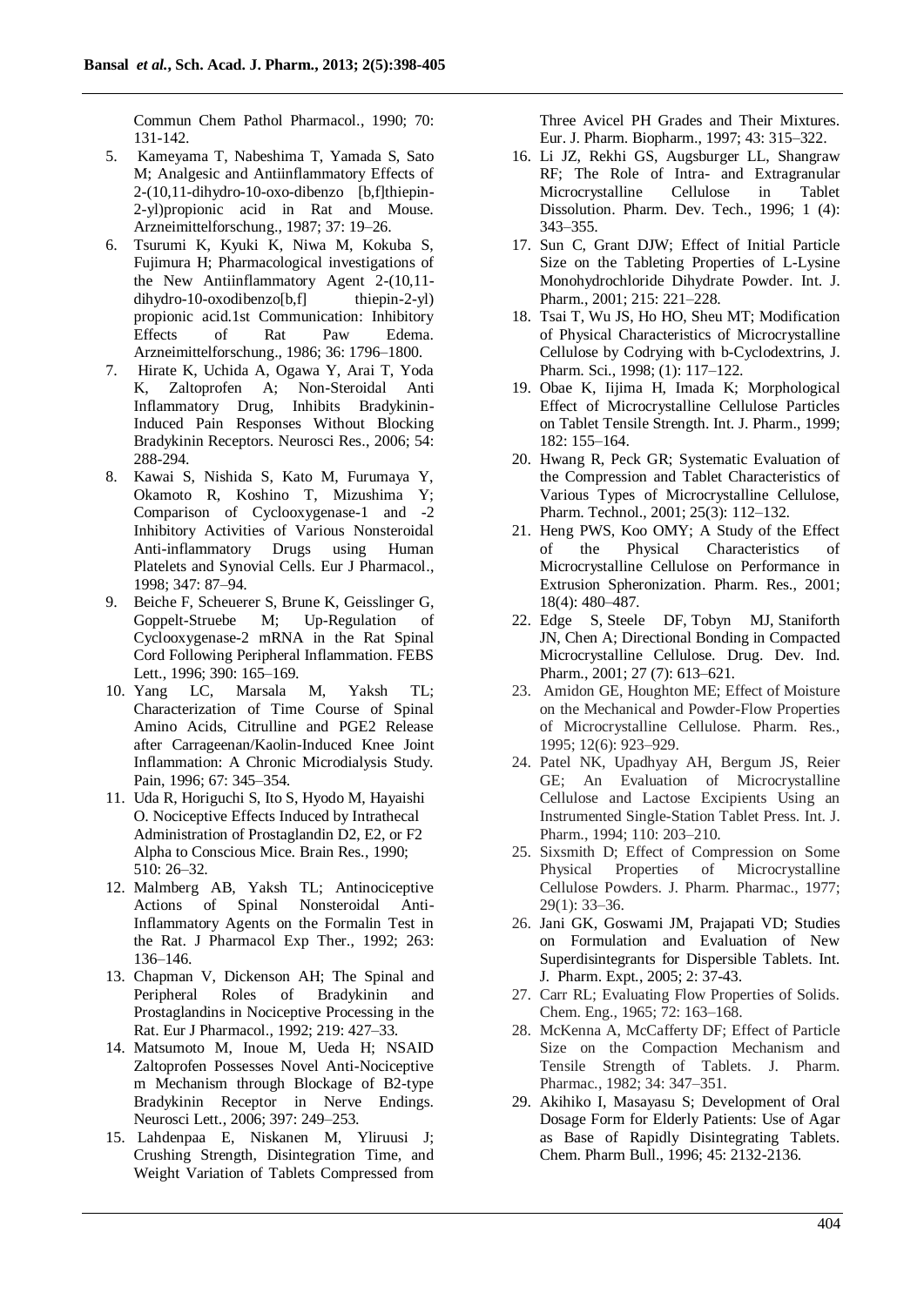Commun Chem Pathol Pharmacol., 1990; 70: 131-142.

5. Kameyama T, Nabeshima T, Yamada S, Sato M; Analgesic and Antiinflammatory Effects of 2-(10,11-dihydro-10-oxo-dibenzo [b,f]thiepin-2-yl)propionic acid in Rat and Mouse. Arzneimittelforschung., 1987; 37: 19–26.
6. Tsurumi K, Kyuki K, Niwa M, Kokuba S, Fujimura H; Pharmacological investigations of the New Antiinflammatory Agent 2-(10,11-dihydro-10-oxodibenzo[b,f] thiepin-2-yl) propionic acid.1st Communication: Inhibitory Effects of Rat Paw Edema. Arzneimittelforschung., 1986; 36: 1796–1800.
7. Hirate K, Uchida A, Ogawa Y, Arai T, Yoda K, Zaltoprofen A; Non-Steroidal Anti Inflammatory Drug, Inhibits Bradykinin-Induced Pain Responses Without Blocking Bradykinin Receptors. Neurosci Res., 2006; 54: 288-294.
8. Kawai S, Nishida S, Kato M, Furumaya Y, Okamoto R, Koshino T, Mizushima Y; Comparison of Cyclooxygenase-1 and -2 Inhibitory Activities of Various Nonsteroidal Anti-inflammatory Drugs using Human Platelets and Synovial Cells. Eur J Pharmacol., 1998; 347: 87–94.
9. Beiche F, Scheuerer S, Brune K, Geisslinger G, Goppelt-Struebe M; Up-Regulation of Cyclooxygenase-2 mRNA in the Rat Spinal Cord Following Peripheral Inflammation. FEBS Lett., 1996; 390: 165–169.
10. Yang LC, Marsala M, Yaksh TL; Characterization of Time Course of Spinal Amino Acids, Citrulline and PGE2 Release after Carrageenan/Kaolin-Induced Knee Joint Inflammation: A Chronic Microdialysis Study. Pain, 1996; 67: 345–354.
11. Uda R, Horiguchi S, Ito S, Hyodo M, Hayaishi O. Nociceptive Effects Induced by Intrathecal Administration of Prostaglandin D2, E2, or F2 Alpha to Conscious Mice. Brain Res., 1990; 510: 26–32.
12. Malmberg AB, Yaksh TL; Antinociceptive Actions of Spinal Nonsteroidal Anti-Inflammatory Agents on the Formalin Test in the Rat. J Pharmacol Exp Ther., 1992; 263: 136–146.
13. Chapman V, Dickenson AH; The Spinal and Peripheral Roles of Bradykinin and Prostaglandins in Nociceptive Processing in the Rat. Eur J Pharmacol., 1992; 219: 427–33.
14. Matsumoto M, Inoue M, Ueda H; NSAID Zaltoprofen Possesses Novel Anti-Nociceptive m Mechanism through Blockage of B2-type Bradykinin Receptor in Nerve Endings. Neurosci Lett., 2006; 397: 249–253.
15. Lahdenpaa E, Niskanen M, Yliruusi J; Crushing Strength, Disintegration Time, and Weight Variation of Tablets Compressed from Three Avicel PH Grades and Their Mixtures. Eur. J. Pharm. Biopharm., 1997; 43: 315–322.
16. Li JZ, Rekhi GS, Augsburger LL, Shangraw RF; The Role of Intra- and Extragranular Microcrystalline Cellulose in Tablet Dissolution. Pharm. Dev. Tech., 1996; 1 (4): 343–355.
17. Sun C, Grant DJW; Effect of Initial Particle Size on the Tableting Properties of L-Lysine Monohydrochloride Dihydrate Powder. Int. J. Pharm., 2001; 215: 221–228.
18. Tsai T, Wu JS, Ho HO, Sheu MT; Modification of Physical Characteristics of Microcrystalline Cellulose by Codrying with b-Cyclodextrins, J. Pharm. Sci., 1998; (1): 117–122.
19. Obae K, Iijima H, Imada K; Morphological Effect of Microcrystalline Cellulose Particles on Tablet Tensile Strength. Int. J. Pharm., 1999; 182: 155–164.
20. Hwang R, Peck GR; Systematic Evaluation of the Compression and Tablet Characteristics of Various Types of Microcrystalline Cellulose, Pharm. Technol., 2001; 25(3): 112–132.
21. Heng PWS, Koo OMY; A Study of the Effect of the Physical Characteristics of Microcrystalline Cellulose on Performance in Extrusion Spheronization. Pharm. Res., 2001; 18(4): 480–487.
22. Edge S, Steele DF, Tobyn MJ, Staniforth JN, Chen A; Directional Bonding in Compacted Microcrystalline Cellulose. Drug. Dev. Ind. Pharm., 2001; 27 (7): 613–621.
23. Amidon GE, Houghton ME; Effect of Moisture on the Mechanical and Powder-Flow Properties of Microcrystalline Cellulose. Pharm. Res., 1995; 12(6): 923–929.
24. Patel NK, Upadhyay AH, Bergum JS, Reier GE; An Evaluation of Microcrystalline Cellulose and Lactose Excipients Using an Instrumented Single-Station Tablet Press. Int. J. Pharm., 1994; 110: 203–210.
25. Sixsmith D; Effect of Compression on Some Physical Properties of Microcrystalline Cellulose Powders. J. Pharm. Pharmac., 1977; 29(1): 33–36.
26. Jani GK, Goswami JM, Prajapati VD; Studies on Formulation and Evaluation of New Superdisintegrants for Dispersible Tablets. Int. J. Pharm. Expt., 2005; 2: 37-43.
27. Carr RL; Evaluating Flow Properties of Solids. Chem. Eng., 1965; 72: 163–168.
28. McKenna A, McCafferty DF; Effect of Particle Size on the Compaction Mechanism and Tensile Strength of Tablets. J. Pharm. Pharmac., 1982; 34: 347–351.
29. Akihiko I, Masayasu S; Development of Oral Dosage Form for Elderly Patients: Use of Agar as Base of Rapidly Disintegrating Tablets. Chem. Pharm Bull., 1996; 45: 2132-2136.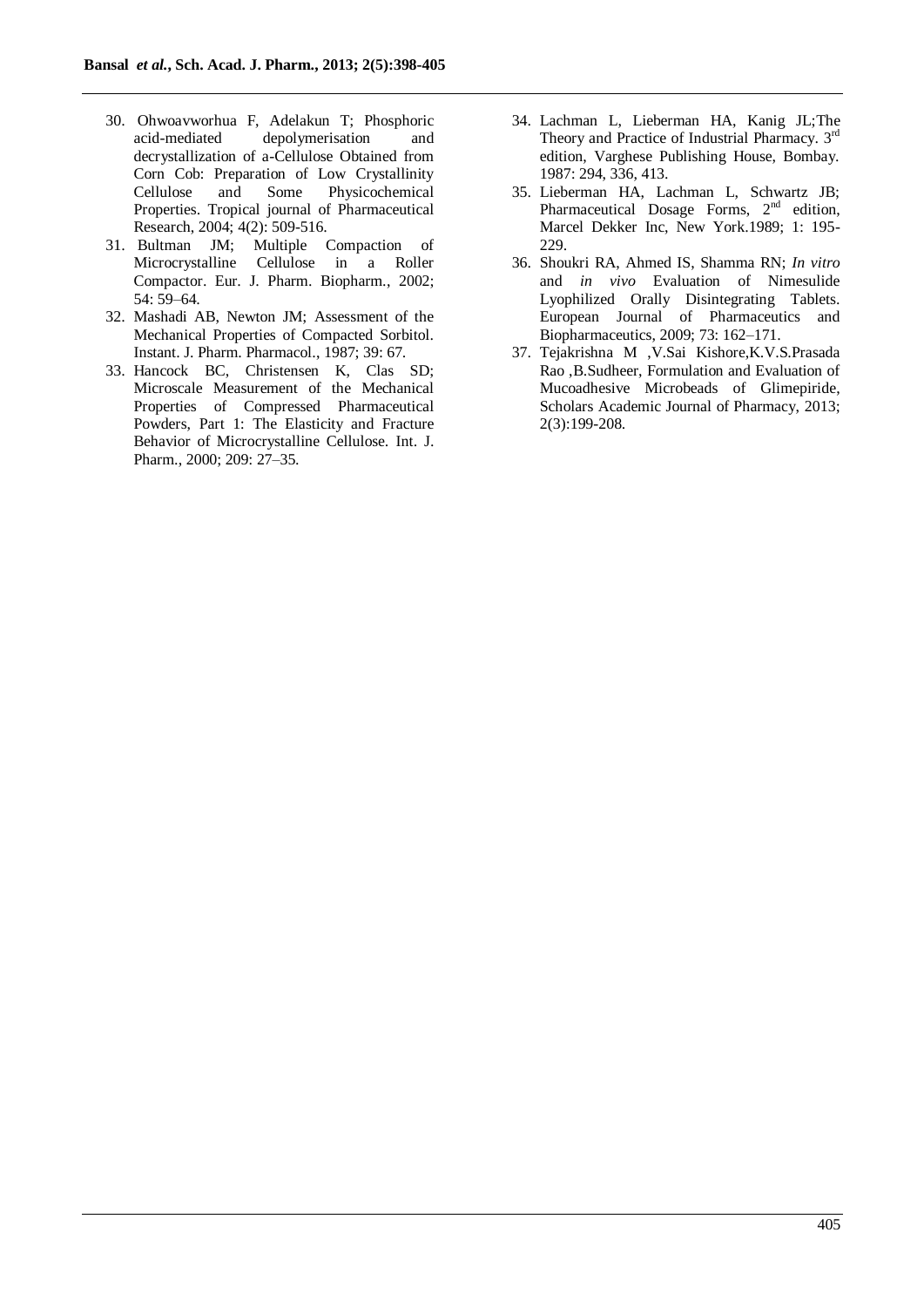30. Ohwoavworhua F, Adelakun T; Phosphoric acid-mediated depolymerisation and decrystallization of a-Cellulose Obtained from Corn Cob: Preparation of Low Crystallinity Cellulose and Some Physicochemical Properties. Tropical journal of Pharmaceutical Research, 2004; 4(2): 509-516.
31. Bultman JM; Multiple Compaction of Microcrystalline Cellulose in a Roller Compactor. Eur. J. Pharm. Biopharm., 2002; 54: 59–64.
32. Mashadi AB, Newton JM; Assessment of the Mechanical Properties of Compacted Sorbitol. Instant. J. Pharm. Pharmacol., 1987; 39: 67.
33. Hancock BC, Christensen K, Clas SD; Microscale Measurement of the Mechanical Properties of Compressed Pharmaceutical Powders, Part 1: The Elasticity and Fracture Behavior of Microcrystalline Cellulose. Int. J. Pharm., 2000; 209: 27–35.
34. Lachman L, Lieberman HA, Kanig JL;The Theory and Practice of Industrial Pharmacy. 3rd edition, Varghese Publishing House, Bombay. 1987: 294, 336, 413.
35. Lieberman HA, Lachman L, Schwartz JB; Pharmaceutical Dosage Forms, 2nd edition, Marcel Dekker Inc, New York.1989; 1: 195-229.
36. Shoukri RA, Ahmed IS, Shamma RN; *In vitro* and *in vivo* Evaluation of Nimesulide Lyophilized Orally Disintegrating Tablets. European Journal of Pharmaceutics and Biopharmaceutics, 2009; 73: 162–171.
37. Tejakrishna M ,V.Sai Kishore,K.V.S.Prasada Rao ,B.Sudheer, Formulation and Evaluation of Mucoadhesive Microbeads of Glimepiride, Scholars Academic Journal of Pharmacy, 2013; 2(3):199-208.